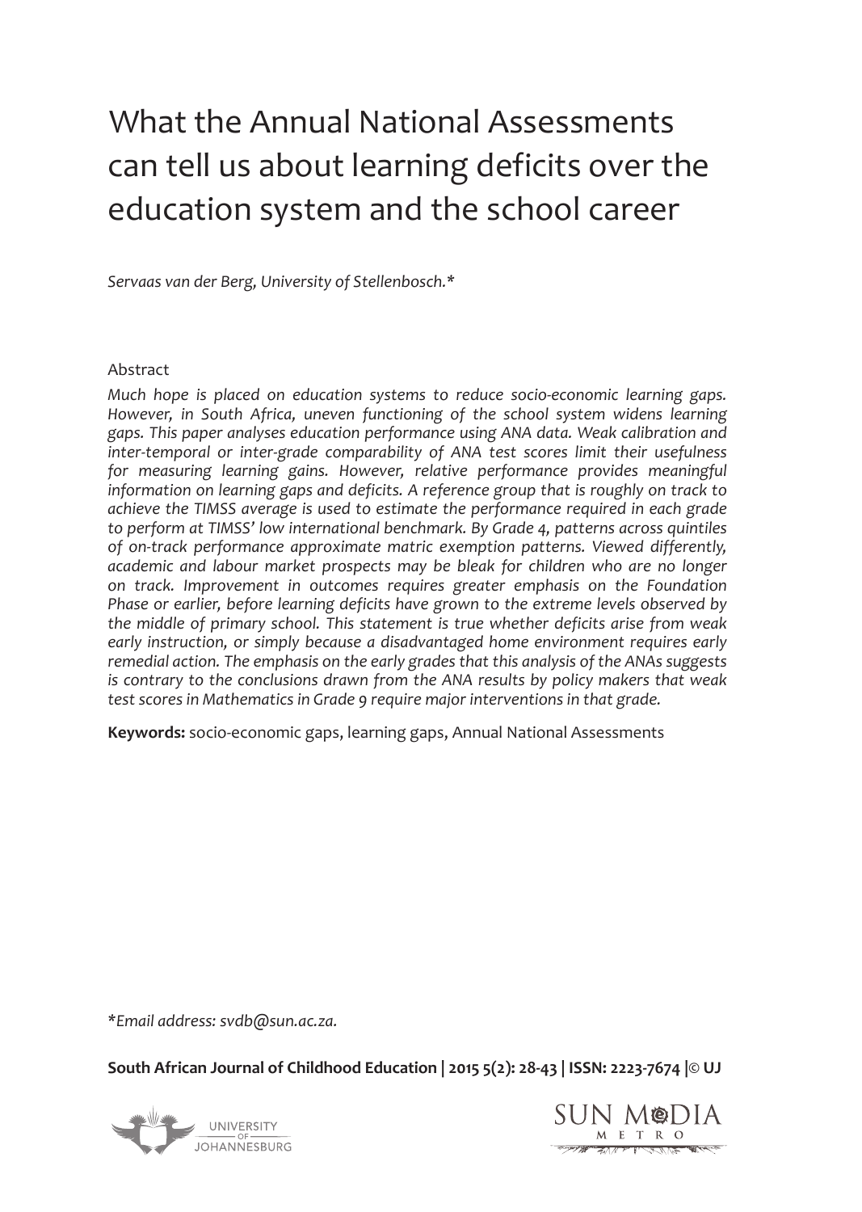# What the Annual National Assessments can tell us about learning deficits over the education system and the school career

*Servaas van der Berg, University of Stellenbosch.**

## Abstract

*Much hope is placed on education systems to reduce socio-economic learning gaps. However, in South Africa, uneven functioning of the school system widens learning gaps. This paper analyses education performance using ANA data. Weak calibration and inter-temporal or inter-grade comparability of ANA test scores limit their usefulness for measuring learning gains. However, relative performance provides meaningful information on learning gaps and deficits. A reference group that is roughly on track to achieve the TIMSS average is used to estimate the performance required in each grade to perform at TIMSS' low international benchmark. By Grade 4, patterns across quintiles of on-track performance approximate matric exemption patterns. Viewed differently, academic and labour market prospects may be bleak for children who are no longer on track. Improvement in outcomes requires greater emphasis on the Foundation Phase or earlier, before learning deficits have grown to the extreme levels observed by the middle of primary school. This statement is true whether deficits arise from weak early instruction, or simply because a disadvantaged home environment requires early remedial action. The emphasis on the early grades that this analysis of the ANAs suggests is contrary to the conclusions drawn from the ANA results by policy makers that weak test scores in Mathematics in Grade 9 require major interventions in that grade.*

**Keywords:** socio-economic gaps, learning gaps, Annual National Assessments

**Email address: svdb@sun.ac.za.*

**South African Journal of Childhood Education | 2015 5(2): 28-43 | ISSN: 2223-7674 |© UJ**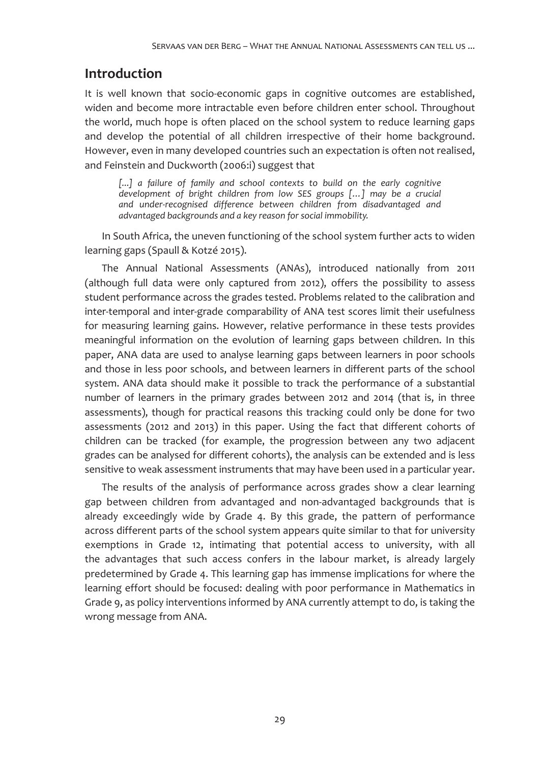## Introduction

It is well known that socio-economic gaps in cognitive outcomes are established, widen and become more intractable even before children enter school. Throughout the world, much hope is often placed on the school system to reduce learning gaps and develop the potential of all children irrespective of their home background. However, even in many developed countries such an expectation is often not realised, and Feinstein and Duckworth (2006:i) suggest that

> *[...] a failure of family and school contexts to build on the early cognitive development of bright children from low SES groups [...] may be a crucial and under-recognised difference between children from disadvantaged and advantaged backgrounds and a key reason for social immobility.*

In South Africa, the uneven functioning of the school system further acts to widen learning gaps (Spaull & Kotzé 2015).

The Annual National Assessments (ANAs), introduced nationally from 2011 (although full data were only captured from 2012), offers the possibility to assess student performance across the grades tested. Problems related to the calibration and inter-temporal and inter-grade comparability of ANA test scores limit their usefulness for measuring learning gains. However, relative performance in these tests provides meaningful information on the evolution of learning gaps between children. In this paper, ANA data are used to analyse learning gaps between learners in poor schools and those in less poor schools, and between learners in different parts of the school system. ANA data should make it possible to track the performance of a substantial number of learners in the primary grades between 2012 and 2014 (that is, in three assessments), though for practical reasons this tracking could only be done for two assessments (2012 and 2013) in this paper. Using the fact that different cohorts of children can be tracked (for example, the progression between any two adjacent grades can be analysed for different cohorts), the analysis can be extended and is less sensitive to weak assessment instruments that may have been used in a particular year.

The results of the analysis of performance across grades show a clear learning gap between children from advantaged and non-advantaged backgrounds that is already exceedingly wide by Grade 4. By this grade, the pattern of performance across different parts of the school system appears quite similar to that for university exemptions in Grade 12, intimating that potential access to university, with all the advantages that such access confers in the labour market, is already largely predetermined by Grade 4. This learning gap has immense implications for where the learning effort should be focused: dealing with poor performance in Mathematics in Grade 9, as policy interventions informed by ANA currently attempt to do, is taking the wrong message from ANA.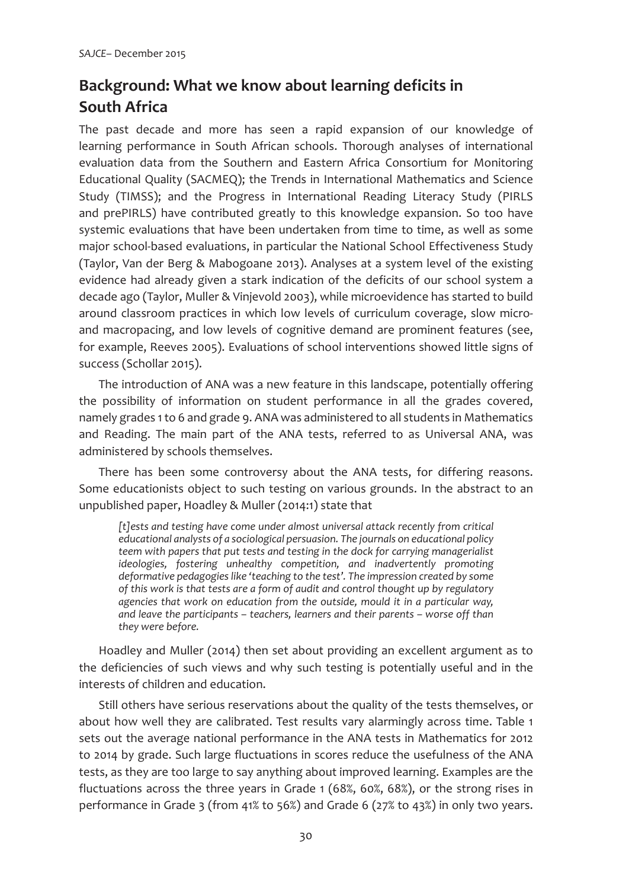## Background: What we know about learning deficits in South Africa

The past decade and more has seen a rapid expansion of our knowledge of learning performance in South African schools. Thorough analyses of international evaluation data from the Southern and Eastern Africa Consortium for Monitoring Educational Quality (SACMEQ); the Trends in International Mathematics and Science Study (TIMSS); and the Progress in International Reading Literacy Study (PIRLS and prePIRLS) have contributed greatly to this knowledge expansion. So too have systemic evaluations that have been undertaken from time to time, as well as some major school-based evaluations, in particular the National School Effectiveness Study (Taylor, Van der Berg & Mabogoane 2013). Analyses at a system level of the existing evidence had already given a stark indication of the deficits of our school system a decade ago (Taylor, Muller & Vinjevold 2003), while microevidence has started to build around classroom practices in which low levels of curriculum coverage, slow micro- and macropacing, and low levels of cognitive demand are prominent features (see, for example, Reeves 2005). Evaluations of school interventions showed little signs of success (Schollar 2015).

The introduction of ANA was a new feature in this landscape, potentially offering the possibility of information on student performance in all the grades covered, namely grades 1 to 6 and grade 9. ANA was administered to all students in Mathematics and Reading. The main part of the ANA tests, referred to as Universal ANA, was administered by schools themselves.

There has been some controversy about the ANA tests, for differing reasons. Some educationists object to such testing on various grounds. In the abstract to an unpublished paper, Hoadley & Muller (2014:1) state that

> *[t]ests and testing have come under almost universal attack recently from critical educational analysts of a sociological persuasion. The journals on educational policy teem with papers that put tests and testing in the dock for carrying managerialist ideologies, fostering unhealthy competition, and inadvertently promoting deformative pedagogies like 'teaching to the test'. The impression created by some of this work is that tests are a form of audit and control thought up by regulatory agencies that work on education from the outside, mould it in a particular way, and leave the participants – teachers, learners and their parents – worse off than they were before.*

Hoadley and Muller (2014) then set about providing an excellent argument as to the deficiencies of such views and why such testing is potentially useful and in the interests of children and education.

Still others have serious reservations about the quality of the tests themselves, or about how well they are calibrated. Test results vary alarmingly across time. Table 1 sets out the average national performance in the ANA tests in Mathematics for 2012 to 2014 by grade. Such large fluctuations in scores reduce the usefulness of the ANA tests, as they are too large to say anything about improved learning. Examples are the fluctuations across the three years in Grade 1 (68%, 60%, 68%), or the strong rises in performance in Grade 3 (from 41% to 56%) and Grade 6 (27% to 43%) in only two years.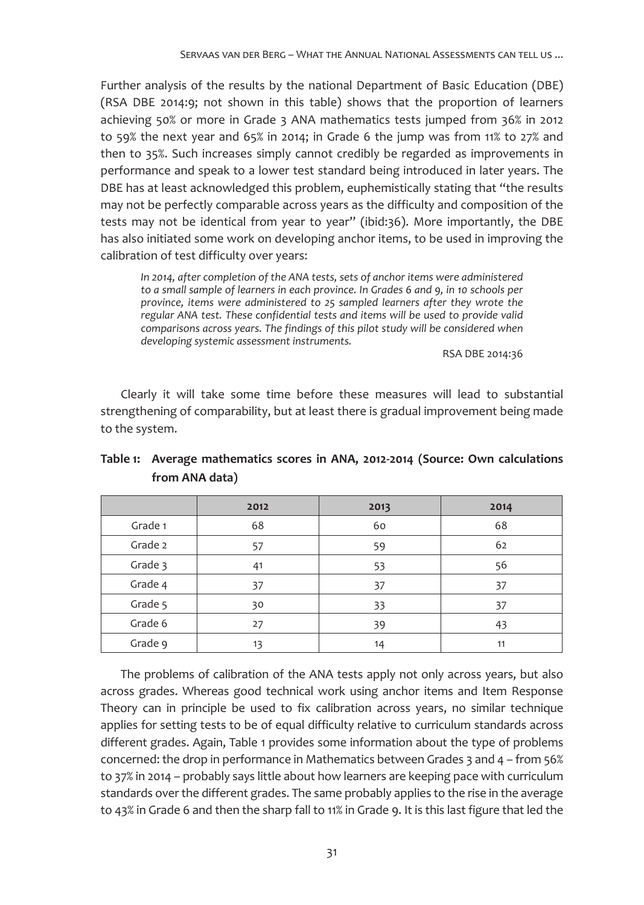Further analysis of the results by the national Department of Basic Education (DBE) (RSA DBE 2014:9; not shown in this table) shows that the proportion of learners achieving 50% or more in Grade 3 ANA mathematics tests jumped from 36% in 2012 to 59% the next year and 65% in 2014; in Grade 6 the jump was from 11% to 27% and then to 35%. Such increases simply cannot credibly be regarded as improvements in performance and speak to a lower test standard being introduced in later years. The DBE has at least acknowledged this problem, euphemistically stating that "the results may not be perfectly comparable across years as the difficulty and composition of the tests may not be identical from year to year" (ibid:36). More importantly, the DBE has also initiated some work on developing anchor items, to be used in improving the calibration of test difficulty over years:

> *In 2014, after completion of the ANA tests, sets of anchor items were administered to a small sample of learners in each province. In Grades 6 and 9, in 10 schools per province, items were administered to 25 sampled learners after they wrote the regular ANA test. These confidential tests and items will be used to provide valid comparisons across years. The findings of this pilot study will be considered when developing systemic assessment instruments.*
>
> RSA DBE 2014:36

Clearly it will take some time before these measures will lead to substantial strengthening of comparability, but at least there is gradual improvement being made to the system.

**Table 1: Average mathematics scores in ANA, 2012-2014 (Source: Own calculations from ANA data)**

| | 2012 | 2013 | 2014 |
|---|---|---|---|
| Grade 1 | 68 | 60 | 68 |
| Grade 2 | 57 | 59 | 62 |
| Grade 3 | 41 | 53 | 56 |
| Grade 4 | 37 | 37 | 37 |
| Grade 5 | 30 | 33 | 37 |
| Grade 6 | 27 | 39 | 43 |
| Grade 9 | 13 | 14 | 11 |

The problems of calibration of the ANA tests apply not only across years, but also across grades. Whereas good technical work using anchor items and Item Response Theory can in principle be used to fix calibration across years, no similar technique applies for setting tests to be of equal difficulty relative to curriculum standards across different grades. Again, Table 1 provides some information about the type of problems concerned: the drop in performance in Mathematics between Grades 3 and 4 – from 56% to 37% in 2014 – probably says little about how learners are keeping pace with curriculum standards over the different grades. The same probably applies to the rise in the average to 43% in Grade 6 and then the sharp fall to 11% in Grade 9. It is this last figure that led the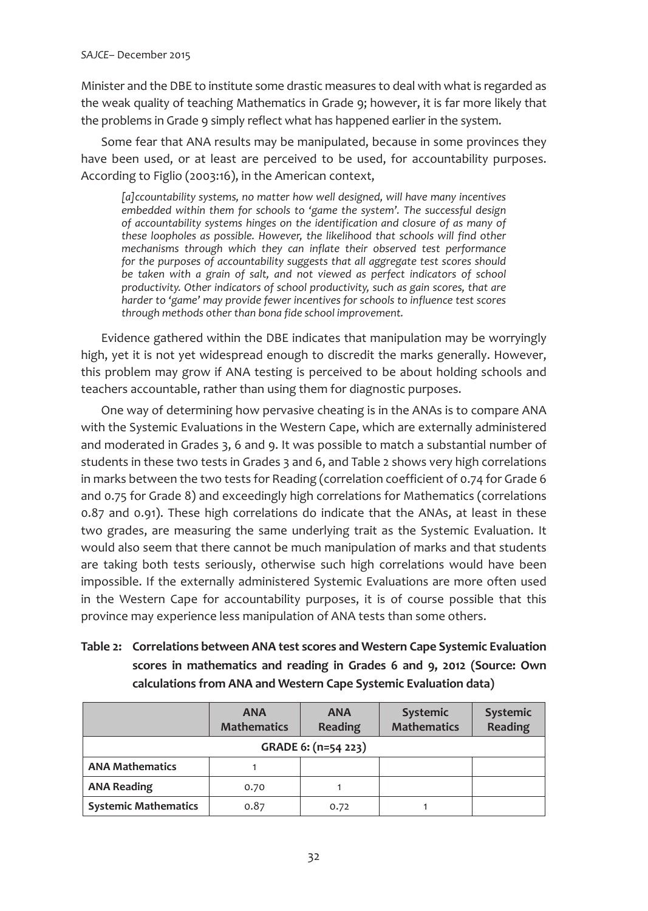Minister and the DBE to institute some drastic measures to deal with what is regarded as the weak quality of teaching Mathematics in Grade 9; however, it is far more likely that the problems in Grade 9 simply reflect what has happened earlier in the system.

Some fear that ANA results may be manipulated, because in some provinces they have been used, or at least are perceived to be used, for accountability purposes. According to Figlio (2003:16), in the American context,

> *[a]ccountability systems, no matter how well designed, will have many incentives embedded within them for schools to 'game the system'. The successful design of accountability systems hinges on the identification and closure of as many of these loopholes as possible. However, the likelihood that schools will find other mechanisms through which they can inflate their observed test performance for the purposes of accountability suggests that all aggregate test scores should be taken with a grain of salt, and not viewed as perfect indicators of school productivity. Other indicators of school productivity, such as gain scores, that are harder to 'game' may provide fewer incentives for schools to influence test scores through methods other than bona fide school improvement.*

Evidence gathered within the DBE indicates that manipulation may be worryingly high, yet it is not yet widespread enough to discredit the marks generally. However, this problem may grow if ANA testing is perceived to be about holding schools and teachers accountable, rather than using them for diagnostic purposes.

One way of determining how pervasive cheating is in the ANAs is to compare ANA with the Systemic Evaluations in the Western Cape, which are externally administered and moderated in Grades 3, 6 and 9. It was possible to match a substantial number of students in these two tests in Grades 3 and 6, and Table 2 shows very high correlations in marks between the two tests for Reading (correlation coefficient of 0.74 for Grade 6 and 0.75 for Grade 8) and exceedingly high correlations for Mathematics (correlations 0.87 and 0.91). These high correlations do indicate that the ANAs, at least in these two grades, are measuring the same underlying trait as the Systemic Evaluation. It would also seem that there cannot be much manipulation of marks and that students are taking both tests seriously, otherwise such high correlations would have been impossible. If the externally administered Systemic Evaluations are more often used in the Western Cape for accountability purposes, it is of course possible that this province may experience less manipulation of ANA tests than some others.

**Table 2: Correlations between ANA test scores and Western Cape Systemic Evaluation scores in mathematics and reading in Grades 6 and 9, 2012 (Source: Own calculations from ANA and Western Cape Systemic Evaluation data)**

| | ANA Mathematics | ANA Reading | Systemic Mathematics | Systemic Reading |
|---|---|---|---|---|
| GRADE 6: (n=54 223) | | | | |
| **ANA Mathematics** | 1 | | | |
| **ANA Reading** | 0.70 | 1 | | |
| **Systemic Mathematics** | 0.87 | 0.72 | 1 | |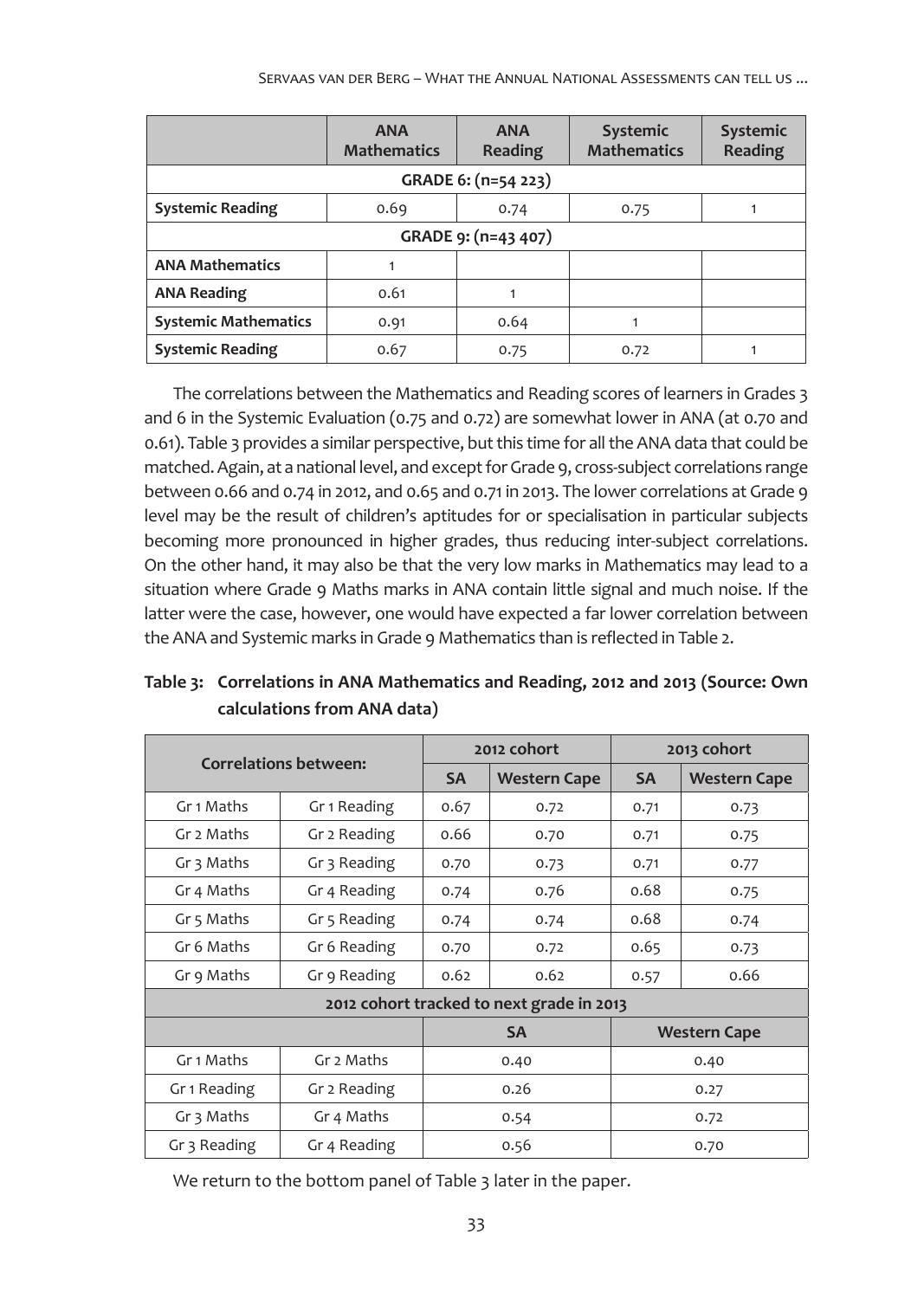| | ANA Mathematics | ANA Reading | Systemic Mathematics | Systemic Reading |
|---|---|---|---|---|
| **GRADE 6: (n=54 223)** | | | | |
| **Systemic Reading** | 0.69 | 0.74 | 0.75 | 1 |
| **GRADE 9: (n=43 407)** | | | | |
| **ANA Mathematics** | 1 | | | |
| **ANA Reading** | 0.61 | 1 | | |
| **Systemic Mathematics** | 0.91 | 0.64 | 1 | |
| **Systemic Reading** | 0.67 | 0.75 | 0.72 | 1 |

The correlations between the Mathematics and Reading scores of learners in Grades 3 and 6 in the Systemic Evaluation (0.75 and 0.72) are somewhat lower in ANA (at 0.70 and 0.61). Table 3 provides a similar perspective, but this time for all the ANA data that could be matched. Again, at a national level, and except for Grade 9, cross-subject correlations range between 0.66 and 0.74 in 2012, and 0.65 and 0.71 in 2013. The lower correlations at Grade 9 level may be the result of children's aptitudes for or specialisation in particular subjects becoming more pronounced in higher grades, thus reducing inter-subject correlations. On the other hand, it may also be that the very low marks in Mathematics may lead to a situation where Grade 9 Maths marks in ANA contain little signal and much noise. If the latter were the case, however, one would have expected a far lower correlation between the ANA and Systemic marks in Grade 9 Mathematics than is reflected in Table 2.

**Table 3: Correlations in ANA Mathematics and Reading, 2012 and 2013 (Source: Own calculations from ANA data)**

| Correlations between: | | 2012 cohort | | 2013 cohort | |
|---|---|---|---|---|---|
| | | **SA** | **Western Cape** | **SA** | **Western Cape** |
| Gr 1 Maths | Gr 1 Reading | 0.67 | 0.72 | 0.71 | 0.73 |
| Gr 2 Maths | Gr 2 Reading | 0.66 | 0.70 | 0.71 | 0.75 |
| Gr 3 Maths | Gr 3 Reading | 0.70 | 0.73 | 0.71 | 0.77 |
| Gr 4 Maths | Gr 4 Reading | 0.74 | 0.76 | 0.68 | 0.75 |
| Gr 5 Maths | Gr 5 Reading | 0.74 | 0.74 | 0.68 | 0.74 |
| Gr 6 Maths | Gr 6 Reading | 0.70 | 0.72 | 0.65 | 0.73 |
| Gr 9 Maths | Gr 9 Reading | 0.62 | 0.62 | 0.57 | 0.66 |
| **2012 cohort tracked to next grade in 2013** | | | | | |
| | | **SA** | | **Western Cape** | |
| Gr 1 Maths | Gr 2 Maths | 0.40 | | 0.40 | |
| Gr 1 Reading | Gr 2 Reading | 0.26 | | 0.27 | |
| Gr 3 Maths | Gr 4 Maths | 0.54 | | 0.72 | |
| Gr 3 Reading | Gr 4 Reading | 0.56 | | 0.70 | |

We return to the bottom panel of Table 3 later in the paper.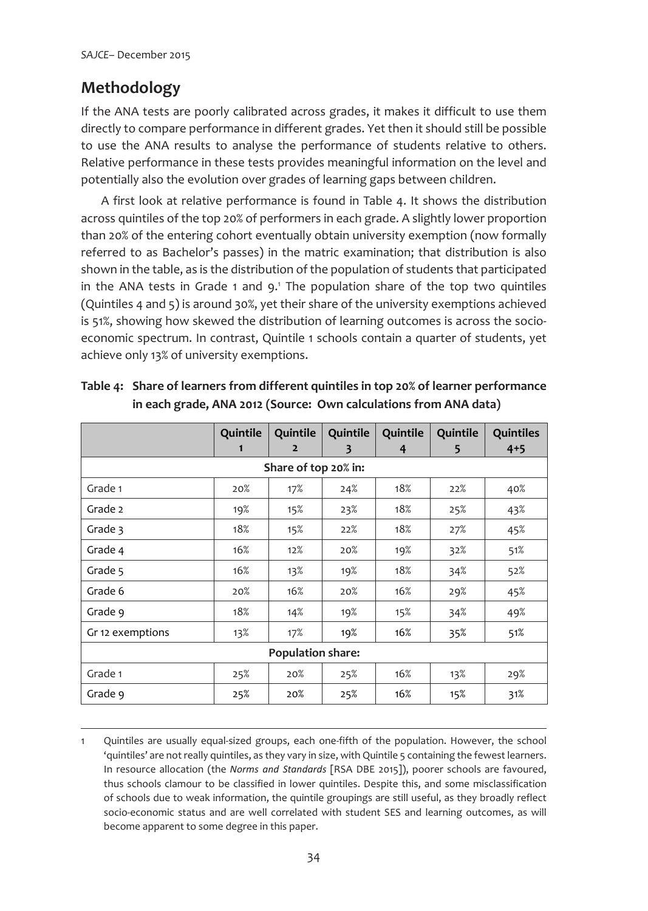## Methodology

If the ANA tests are poorly calibrated across grades, it makes it difficult to use them directly to compare performance in different grades. Yet then it should still be possible to use the ANA results to analyse the performance of students relative to others. Relative performance in these tests provides meaningful information on the level and potentially also the evolution over grades of learning gaps between children.

A first look at relative performance is found in Table 4. It shows the distribution across quintiles of the top 20% of performers in each grade. A slightly lower proportion than 20% of the entering cohort eventually obtain university exemption (now formally referred to as Bachelor's passes) in the matric examination; that distribution is also shown in the table, as is the distribution of the population of students that participated in the ANA tests in Grade 1 and 9.[1] The population share of the top two quintiles (Quintiles 4 and 5) is around 30%, yet their share of the university exemptions achieved is 51%, showing how skewed the distribution of learning outcomes is across the socio-economic spectrum. In contrast, Quintile 1 schools contain a quarter of students, yet achieve only 13% of university exemptions.

**Table 4: Share of learners from different quintiles in top 20% of learner performance in each grade, ANA 2012 (Source: Own calculations from ANA data)**

| | Quintile 1 | Quintile 2 | Quintile 3 | Quintile 4 | Quintile 5 | Quintiles 4+5 |
|---|---|---|---|---|---|---|
| **Share of top 20% in:** | | | | | | |
| Grade 1 | 20% | 17% | 24% | 18% | 22% | 40% |
| Grade 2 | 19% | 15% | 23% | 18% | 25% | 43% |
| Grade 3 | 18% | 15% | 22% | 18% | 27% | 45% |
| Grade 4 | 16% | 12% | 20% | 19% | 32% | 51% |
| Grade 5 | 16% | 13% | 19% | 18% | 34% | 52% |
| Grade 6 | 20% | 16% | 20% | 16% | 29% | 45% |
| Grade 9 | 18% | 14% | 19% | 15% | 34% | 49% |
| Gr 12 exemptions | 13% | 17% | 19% | 16% | 35% | 51% |
| **Population share:** | | | | | | |
| Grade 1 | 25% | 20% | 25% | 16% | 13% | 29% |
| Grade 9 | 25% | 20% | 25% | 16% | 15% | 31% |

1 Quintiles are usually equal-sized groups, each one-fifth of the population. However, the school 'quintiles' are not really quintiles, as they vary in size, with Quintile 5 containing the fewest learners. In resource allocation (the *Norms and Standards* [RSA DBE 2015]), poorer schools are favoured, thus schools clamour to be classified in lower quintiles. Despite this, and some misclassification of schools due to weak information, the quintile groupings are still useful, as they broadly reflect socio-economic status and are well correlated with student SES and learning outcomes, as will become apparent to some degree in this paper.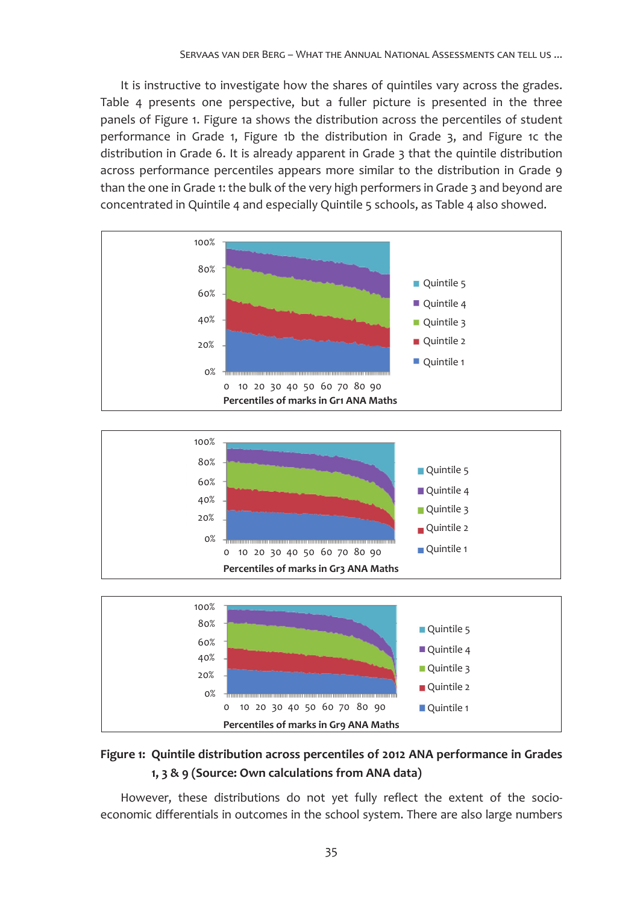It is instructive to investigate how the shares of quintiles vary across the grades. Table 4 presents one perspective, but a fuller picture is presented in the three panels of Figure 1. Figure 1a shows the distribution across the percentiles of student performance in Grade 1, Figure 1b the distribution in Grade 3, and Figure 1c the distribution in Grade 6. It is already apparent in Grade 3 that the quintile distribution across performance percentiles appears more similar to the distribution in Grade 9 than the one in Grade 1: the bulk of the very high performers in Grade 3 and beyond are concentrated in Quintile 4 and especially Quintile 5 schools, as Table 4 also showed.

**Figure 1: Quintile distribution across percentiles of 2012 ANA performance in Grades 1, 3 & 9 (Source: Own calculations from ANA data)**

However, these distributions do not yet fully reflect the extent of the socio-economic differentials in outcomes in the school system. There are also large numbers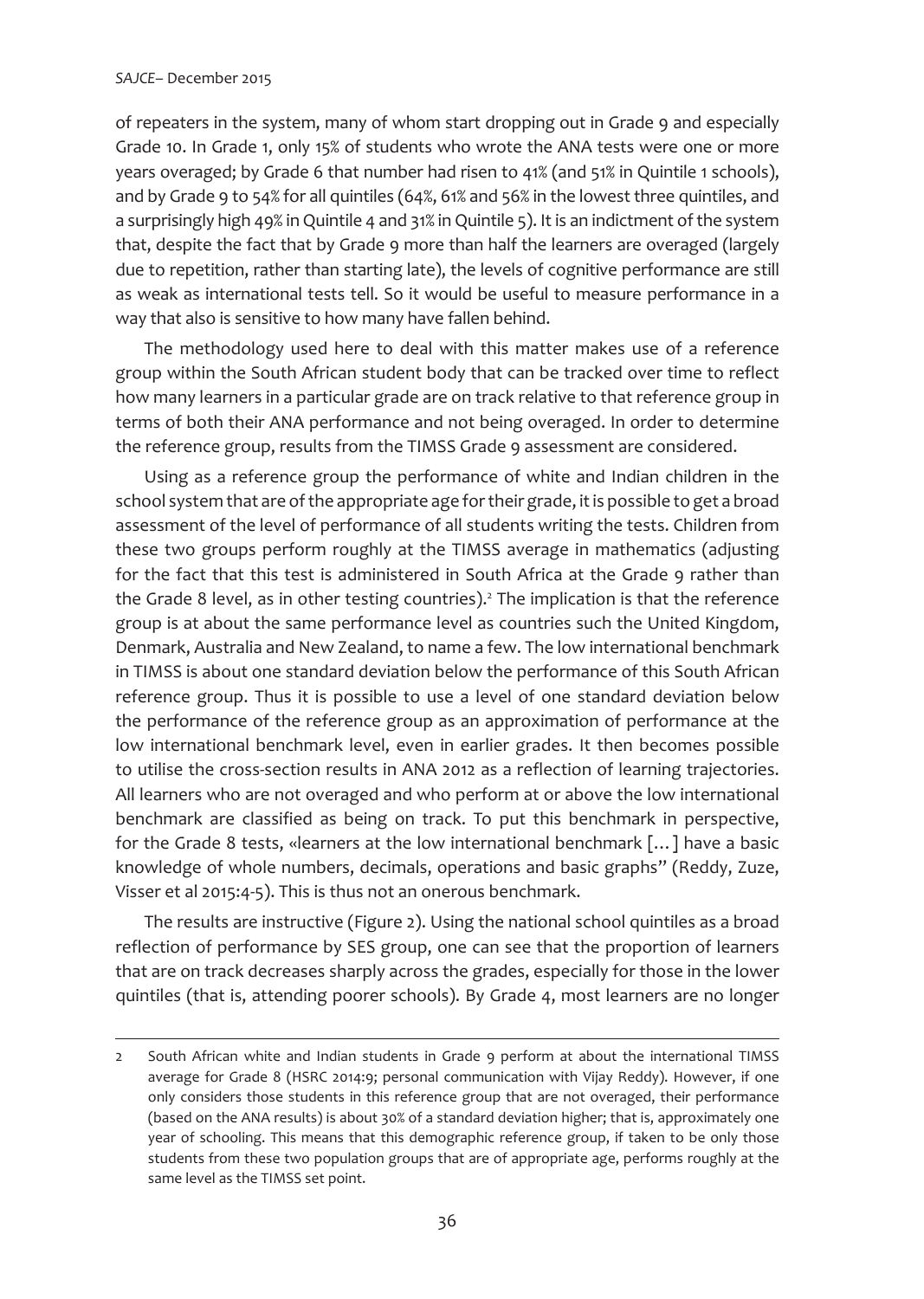of repeaters in the system, many of whom start dropping out in Grade 9 and especially Grade 10. In Grade 1, only 15% of students who wrote the ANA tests were one or more years overaged; by Grade 6 that number had risen to 41% (and 51% in Quintile 1 schools), and by Grade 9 to 54% for all quintiles (64%, 61% and 56% in the lowest three quintiles, and a surprisingly high 49% in Quintile 4 and 31% in Quintile 5). It is an indictment of the system that, despite the fact that by Grade 9 more than half the learners are overaged (largely due to repetition, rather than starting late), the levels of cognitive performance are still as weak as international tests tell. So it would be useful to measure performance in a way that also is sensitive to how many have fallen behind.

The methodology used here to deal with this matter makes use of a reference group within the South African student body that can be tracked over time to reflect how many learners in a particular grade are on track relative to that reference group in terms of both their ANA performance and not being overaged. In order to determine the reference group, results from the TIMSS Grade 9 assessment are considered.

Using as a reference group the performance of white and Indian children in the school system that are of the appropriate age for their grade, it is possible to get a broad assessment of the level of performance of all students writing the tests. Children from these two groups perform roughly at the TIMSS average in mathematics (adjusting for the fact that this test is administered in South Africa at the Grade 9 rather than the Grade 8 level, as in other testing countries).[2] The implication is that the reference group is at about the same performance level as countries such the United Kingdom, Denmark, Australia and New Zealand, to name a few. The low international benchmark in TIMSS is about one standard deviation below the performance of this South African reference group. Thus it is possible to use a level of one standard deviation below the performance of the reference group as an approximation of performance at the low international benchmark level, even in earlier grades. It then becomes possible to utilise the cross-section results in ANA 2012 as a reflection of learning trajectories. All learners who are not overaged and who perform at or above the low international benchmark are classified as being on track. To put this benchmark in perspective, for the Grade 8 tests, «learners at the low international benchmark […] have a basic knowledge of whole numbers, decimals, operations and basic graphs" (Reddy, Zuze, Visser et al 2015:4-5). This is thus not an onerous benchmark.

The results are instructive (Figure 2). Using the national school quintiles as a broad reflection of performance by SES group, one can see that the proportion of learners that are on track decreases sharply across the grades, especially for those in the lower quintiles (that is, attending poorer schools). By Grade 4, most learners are no longer

---

2 South African white and Indian students in Grade 9 perform at about the international TIMSS average for Grade 8 (HSRC 2014:9; personal communication with Vijay Reddy). However, if one only considers those students in this reference group that are not overaged, their performance (based on the ANA results) is about 30% of a standard deviation higher; that is, approximately one year of schooling. This means that this demographic reference group, if taken to be only those students from these two population groups that are of appropriate age, performs roughly at the same level as the TIMSS set point.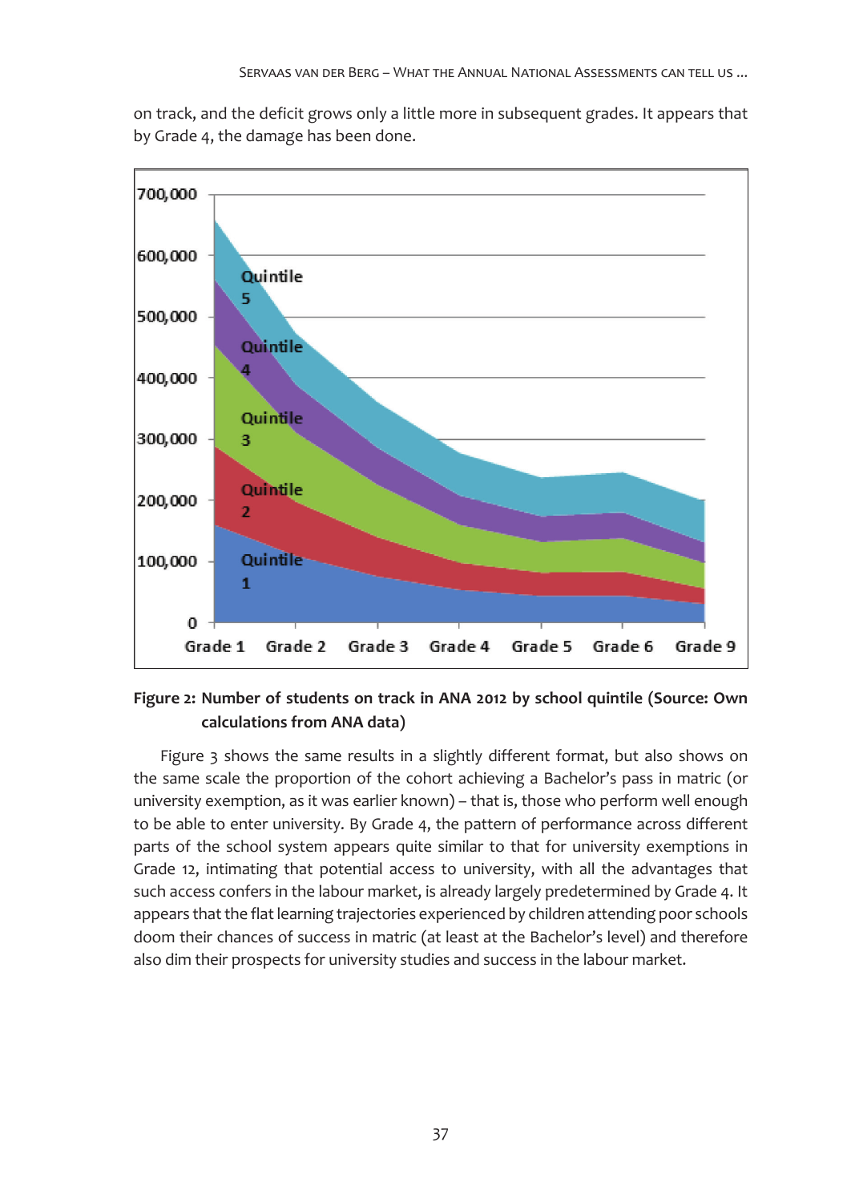on track, and the deficit grows only a little more in subsequent grades. It appears that by Grade 4, the damage has been done.

**Figure 2: Number of students on track in ANA 2012 by school quintile (Source: Own calculations from ANA data)**

Figure 3 shows the same results in a slightly different format, but also shows on the same scale the proportion of the cohort achieving a Bachelor's pass in matric (or university exemption, as it was earlier known) – that is, those who perform well enough to be able to enter university. By Grade 4, the pattern of performance across different parts of the school system appears quite similar to that for university exemptions in Grade 12, intimating that potential access to university, with all the advantages that such access confers in the labour market, is already largely predetermined by Grade 4. It appears that the flat learning trajectories experienced by children attending poor schools doom their chances of success in matric (at least at the Bachelor's level) and therefore also dim their prospects for university studies and success in the labour market.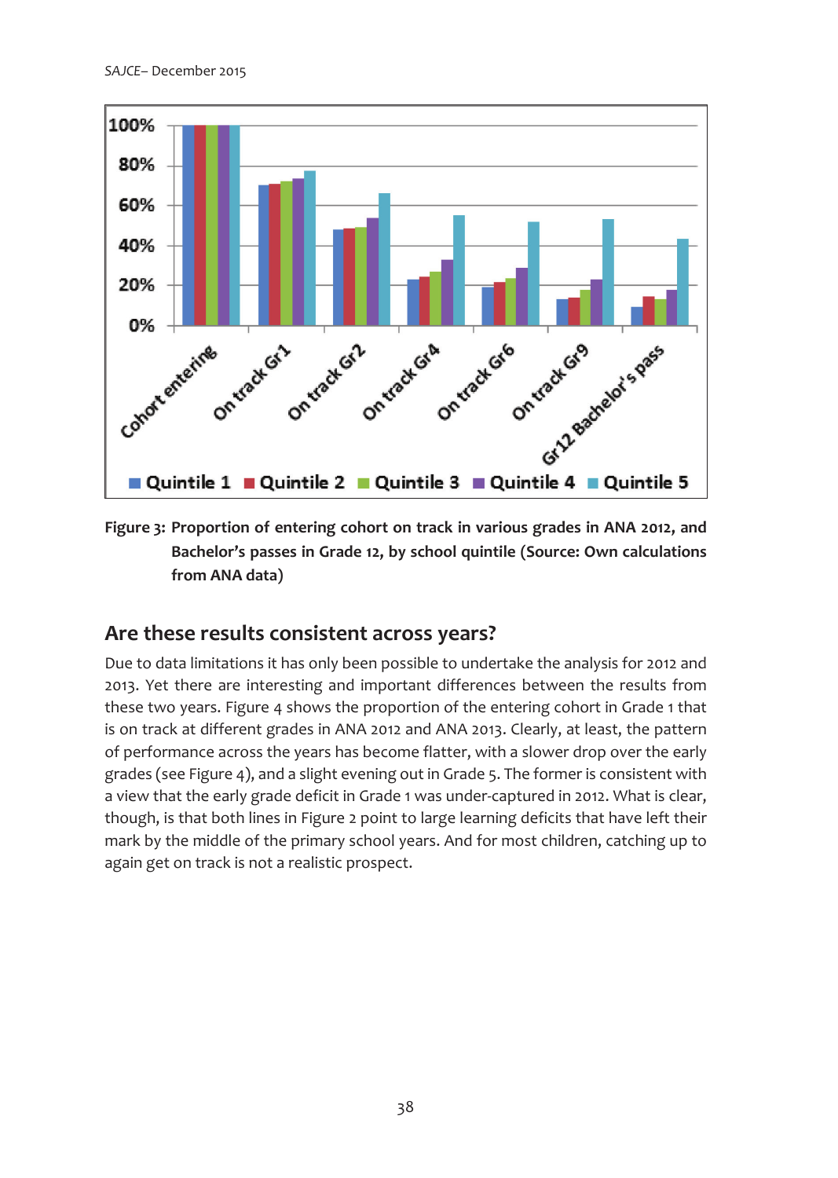Figure 3: Proportion of entering cohort on track in various grades in ANA 2012, and Bachelor's passes in Grade 12, by school quintile (Source: Own calculations from ANA data)

## Are these results consistent across years?

Due to data limitations it has only been possible to undertake the analysis for 2012 and 2013. Yet there are interesting and important differences between the results from these two years. Figure 4 shows the proportion of the entering cohort in Grade 1 that is on track at different grades in ANA 2012 and ANA 2013. Clearly, at least, the pattern of performance across the years has become flatter, with a slower drop over the early grades (see Figure 4), and a slight evening out in Grade 5. The former is consistent with a view that the early grade deficit in Grade 1 was under-captured in 2012. What is clear, though, is that both lines in Figure 2 point to large learning deficits that have left their mark by the middle of the primary school years. And for most children, catching up to again get on track is not a realistic prospect.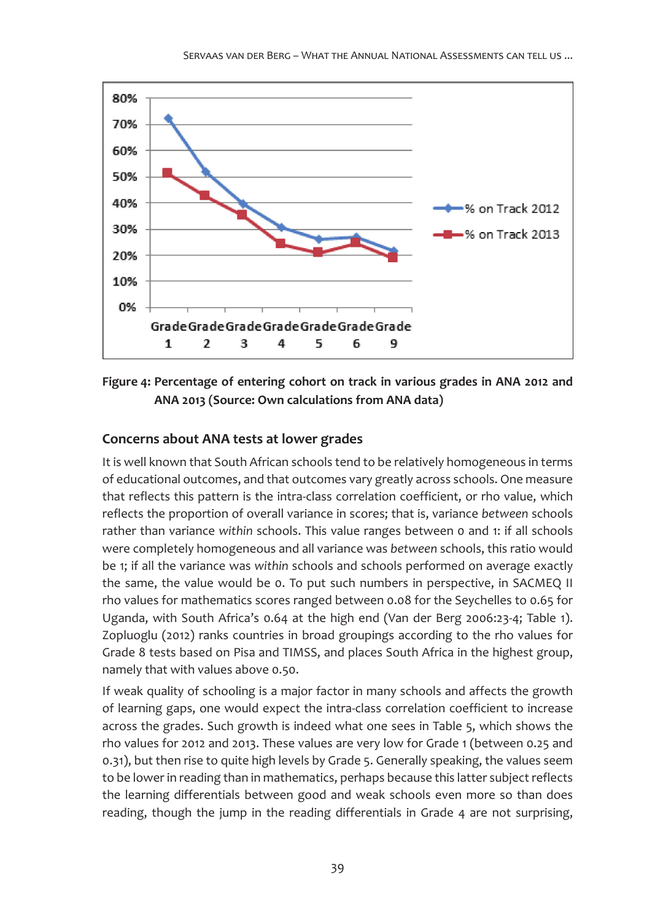Figure 4: Percentage of entering cohort on track in various grades in ANA 2012 and ANA 2013 (Source: Own calculations from ANA data)

## Concerns about ANA tests at lower grades

It is well known that South African schools tend to be relatively homogeneous in terms of educational outcomes, and that outcomes vary greatly across schools. One measure that reflects this pattern is the intra-class correlation coefficient, or rho value, which reflects the proportion of overall variance in scores; that is, variance *between* schools rather than variance *within* schools. This value ranges between 0 and 1: if all schools were completely homogeneous and all variance was *between* schools, this ratio would be 1; if all the variance was *within* schools and schools performed on average exactly the same, the value would be 0. To put such numbers in perspective, in SACMEQ II rho values for mathematics scores ranged between 0.08 for the Seychelles to 0.65 for Uganda, with South Africa's 0.64 at the high end (Van der Berg 2006:23-4; Table 1). Zopluoglu (2012) ranks countries in broad groupings according to the rho values for Grade 8 tests based on Pisa and TIMSS, and places South Africa in the highest group, namely that with values above 0.50.

If weak quality of schooling is a major factor in many schools and affects the growth of learning gaps, one would expect the intra-class correlation coefficient to increase across the grades. Such growth is indeed what one sees in Table 5, which shows the rho values for 2012 and 2013. These values are very low for Grade 1 (between 0.25 and 0.31), but then rise to quite high levels by Grade 5. Generally speaking, the values seem to be lower in reading than in mathematics, perhaps because this latter subject reflects the learning differentials between good and weak schools even more so than does reading, though the jump in the reading differentials in Grade 4 are not surprising,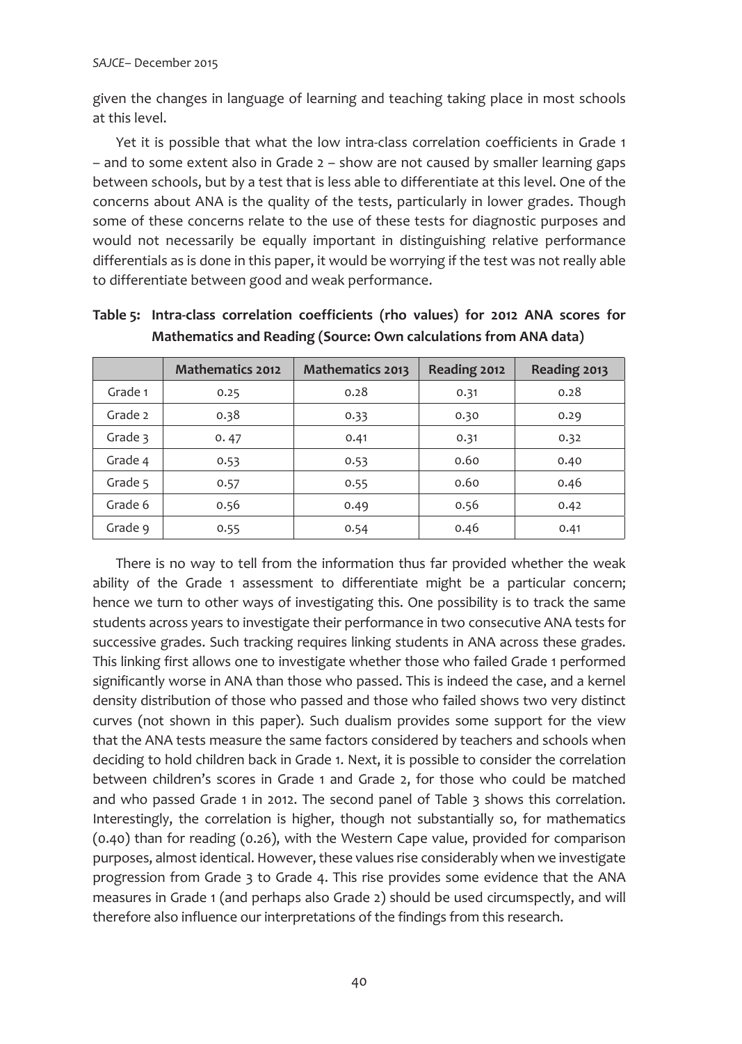given the changes in language of learning and teaching taking place in most schools at this level.

Yet it is possible that what the low intra-class correlation coefficients in Grade 1 – and to some extent also in Grade 2 – show are not caused by smaller learning gaps between schools, but by a test that is less able to differentiate at this level. One of the concerns about ANA is the quality of the tests, particularly in lower grades. Though some of these concerns relate to the use of these tests for diagnostic purposes and would not necessarily be equally important in distinguishing relative performance differentials as is done in this paper, it would be worrying if the test was not really able to differentiate between good and weak performance.

**Table 5: Intra-class correlation coefficients (rho values) for 2012 ANA scores for Mathematics and Reading (Source: Own calculations from ANA data)**

| | Mathematics 2012 | Mathematics 2013 | Reading 2012 | Reading 2013 |
|---|---|---|---|---|
| Grade 1 | 0.25 | 0.28 | 0.31 | 0.28 |
| Grade 2 | 0.38 | 0.33 | 0.30 | 0.29 |
| Grade 3 | 0. 47 | 0.41 | 0.31 | 0.32 |
| Grade 4 | 0.53 | 0.53 | 0.60 | 0.40 |
| Grade 5 | 0.57 | 0.55 | 0.60 | 0.46 |
| Grade 6 | 0.56 | 0.49 | 0.56 | 0.42 |
| Grade 9 | 0.55 | 0.54 | 0.46 | 0.41 |

There is no way to tell from the information thus far provided whether the weak ability of the Grade 1 assessment to differentiate might be a particular concern; hence we turn to other ways of investigating this. One possibility is to track the same students across years to investigate their performance in two consecutive ANA tests for successive grades. Such tracking requires linking students in ANA across these grades. This linking first allows one to investigate whether those who failed Grade 1 performed significantly worse in ANA than those who passed. This is indeed the case, and a kernel density distribution of those who passed and those who failed shows two very distinct curves (not shown in this paper). Such dualism provides some support for the view that the ANA tests measure the same factors considered by teachers and schools when deciding to hold children back in Grade 1. Next, it is possible to consider the correlation between children's scores in Grade 1 and Grade 2, for those who could be matched and who passed Grade 1 in 2012. The second panel of Table 3 shows this correlation. Interestingly, the correlation is higher, though not substantially so, for mathematics (0.40) than for reading (0.26), with the Western Cape value, provided for comparison purposes, almost identical. However, these values rise considerably when we investigate progression from Grade 3 to Grade 4. This rise provides some evidence that the ANA measures in Grade 1 (and perhaps also Grade 2) should be used circumspectly, and will therefore also influence our interpretations of the findings from this research.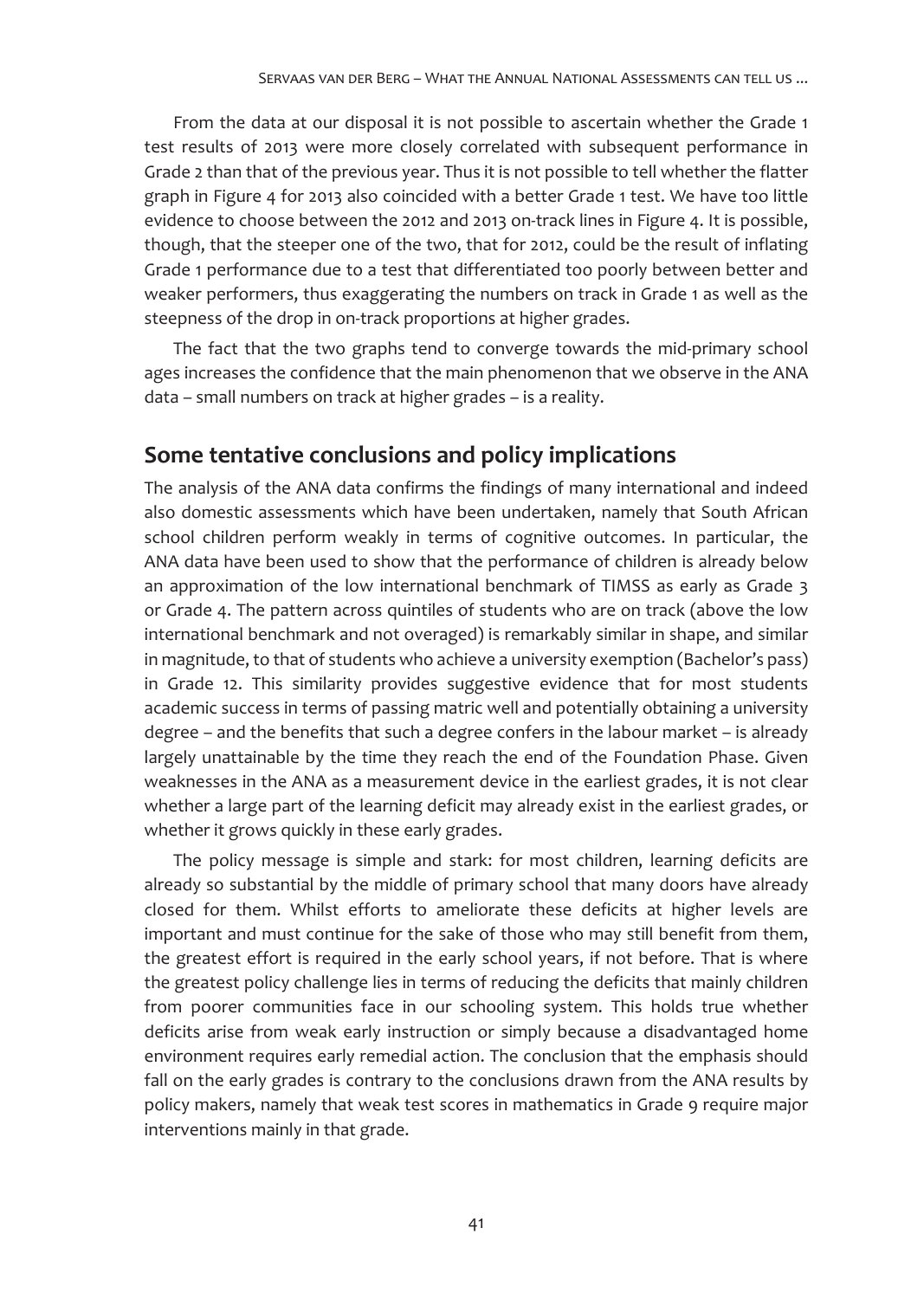From the data at our disposal it is not possible to ascertain whether the Grade 1 test results of 2013 were more closely correlated with subsequent performance in Grade 2 than that of the previous year. Thus it is not possible to tell whether the flatter graph in Figure 4 for 2013 also coincided with a better Grade 1 test. We have too little evidence to choose between the 2012 and 2013 on-track lines in Figure 4. It is possible, though, that the steeper one of the two, that for 2012, could be the result of inflating Grade 1 performance due to a test that differentiated too poorly between better and weaker performers, thus exaggerating the numbers on track in Grade 1 as well as the steepness of the drop in on-track proportions at higher grades.

The fact that the two graphs tend to converge towards the mid-primary school ages increases the confidence that the main phenomenon that we observe in the ANA data – small numbers on track at higher grades – is a reality.

## Some tentative conclusions and policy implications

The analysis of the ANA data confirms the findings of many international and indeed also domestic assessments which have been undertaken, namely that South African school children perform weakly in terms of cognitive outcomes. In particular, the ANA data have been used to show that the performance of children is already below an approximation of the low international benchmark of TIMSS as early as Grade 3 or Grade 4. The pattern across quintiles of students who are on track (above the low international benchmark and not overaged) is remarkably similar in shape, and similar in magnitude, to that of students who achieve a university exemption (Bachelor's pass) in Grade 12. This similarity provides suggestive evidence that for most students academic success in terms of passing matric well and potentially obtaining a university degree – and the benefits that such a degree confers in the labour market – is already largely unattainable by the time they reach the end of the Foundation Phase. Given weaknesses in the ANA as a measurement device in the earliest grades, it is not clear whether a large part of the learning deficit may already exist in the earliest grades, or whether it grows quickly in these early grades.

The policy message is simple and stark: for most children, learning deficits are already so substantial by the middle of primary school that many doors have already closed for them. Whilst efforts to ameliorate these deficits at higher levels are important and must continue for the sake of those who may still benefit from them, the greatest effort is required in the early school years, if not before. That is where the greatest policy challenge lies in terms of reducing the deficits that mainly children from poorer communities face in our schooling system. This holds true whether deficits arise from weak early instruction or simply because a disadvantaged home environment requires early remedial action. The conclusion that the emphasis should fall on the early grades is contrary to the conclusions drawn from the ANA results by policy makers, namely that weak test scores in mathematics in Grade 9 require major interventions mainly in that grade.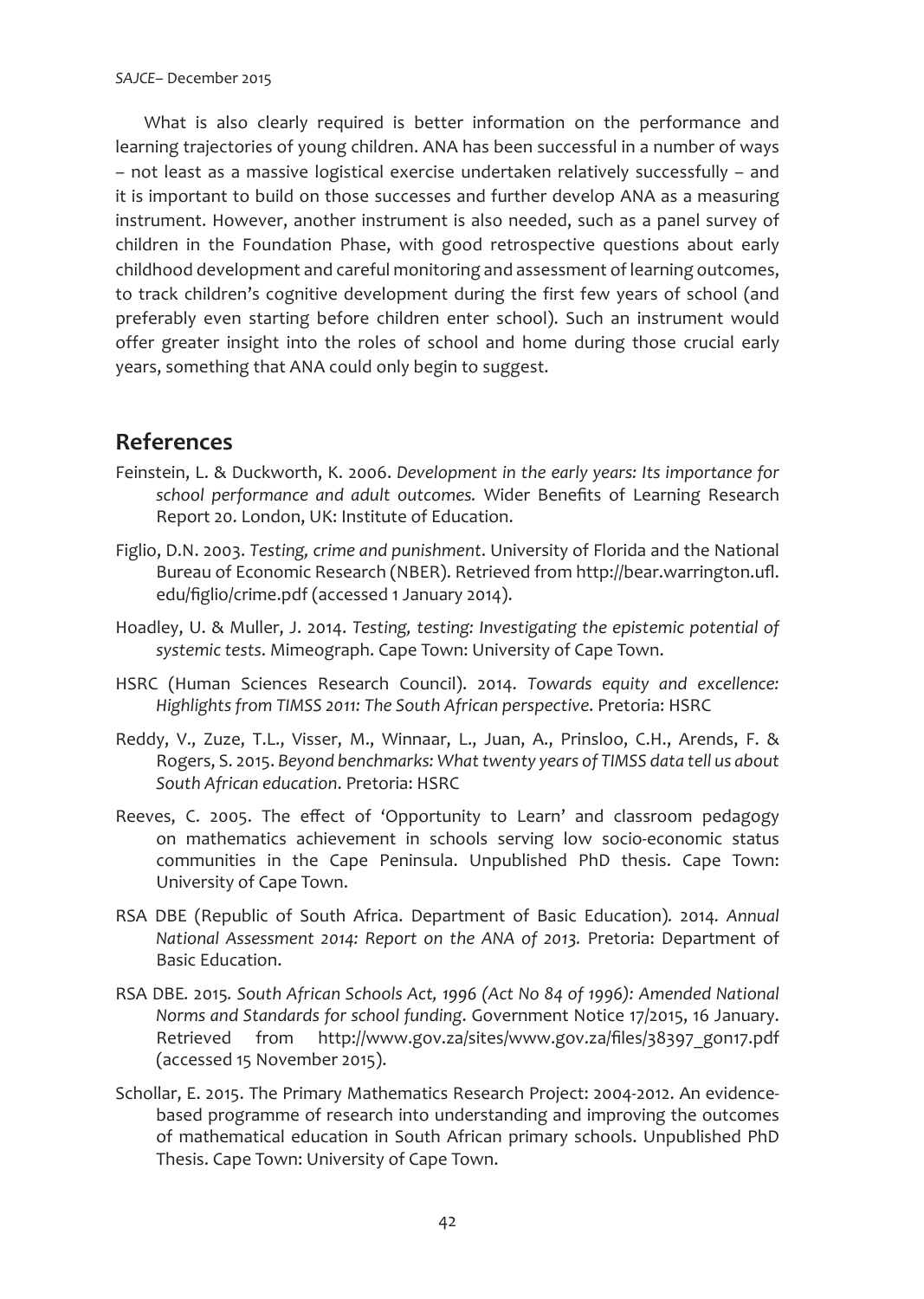What is also clearly required is better information on the performance and learning trajectories of young children. ANA has been successful in a number of ways – not least as a massive logistical exercise undertaken relatively successfully – and it is important to build on those successes and further develop ANA as a measuring instrument. However, another instrument is also needed, such as a panel survey of children in the Foundation Phase, with good retrospective questions about early childhood development and careful monitoring and assessment of learning outcomes, to track children's cognitive development during the first few years of school (and preferably even starting before children enter school). Such an instrument would offer greater insight into the roles of school and home during those crucial early years, something that ANA could only begin to suggest.

## References

Feinstein, L. & Duckworth, K. 2006. *Development in the early years: Its importance for school performance and adult outcomes.* Wider Benefits of Learning Research Report 20. London, UK: Institute of Education.

Figlio, D.N. 2003. *Testing, crime and punishment*. University of Florida and the National Bureau of Economic Research (NBER). Retrieved from http://bear.warrington.ufl.edu/figlio/crime.pdf (accessed 1 January 2014).

Hoadley, U. & Muller, J. 2014. *Testing, testing: Investigating the epistemic potential of systemic tests*. Mimeograph. Cape Town: University of Cape Town.

HSRC (Human Sciences Research Council). 2014. *Towards equity and excellence: Highlights from TIMSS 2011: The South African perspective*. Pretoria: HSRC

Reddy, V., Zuze, T.L., Visser, M., Winnaar, L., Juan, A., Prinsloo, C.H., Arends, F. & Rogers, S. 2015. *Beyond benchmarks: What twenty years of TIMSS data tell us about South African education*. Pretoria: HSRC

Reeves, C. 2005. The effect of 'Opportunity to Learn' and classroom pedagogy on mathematics achievement in schools serving low socio-economic status communities in the Cape Peninsula. Unpublished PhD thesis. Cape Town: University of Cape Town.

RSA DBE (Republic of South Africa. Department of Basic Education)*.* 2014*. Annual National Assessment 2014: Report on the ANA of 2013.* Pretoria: Department of Basic Education.

RSA DBE*.* 2015*. South African Schools Act, 1996 (Act No 84 of 1996): Amended National Norms and Standards for school funding*. Government Notice 17/2015, 16 January. Retrieved from http://www.gov.za/sites/www.gov.za/files/38397_gon17.pdf (accessed 15 November 2015).

Schollar, E. 2015. The Primary Mathematics Research Project: 2004-2012. An evidence-based programme of research into understanding and improving the outcomes of mathematical education in South African primary schools. Unpublished PhD Thesis. Cape Town: University of Cape Town.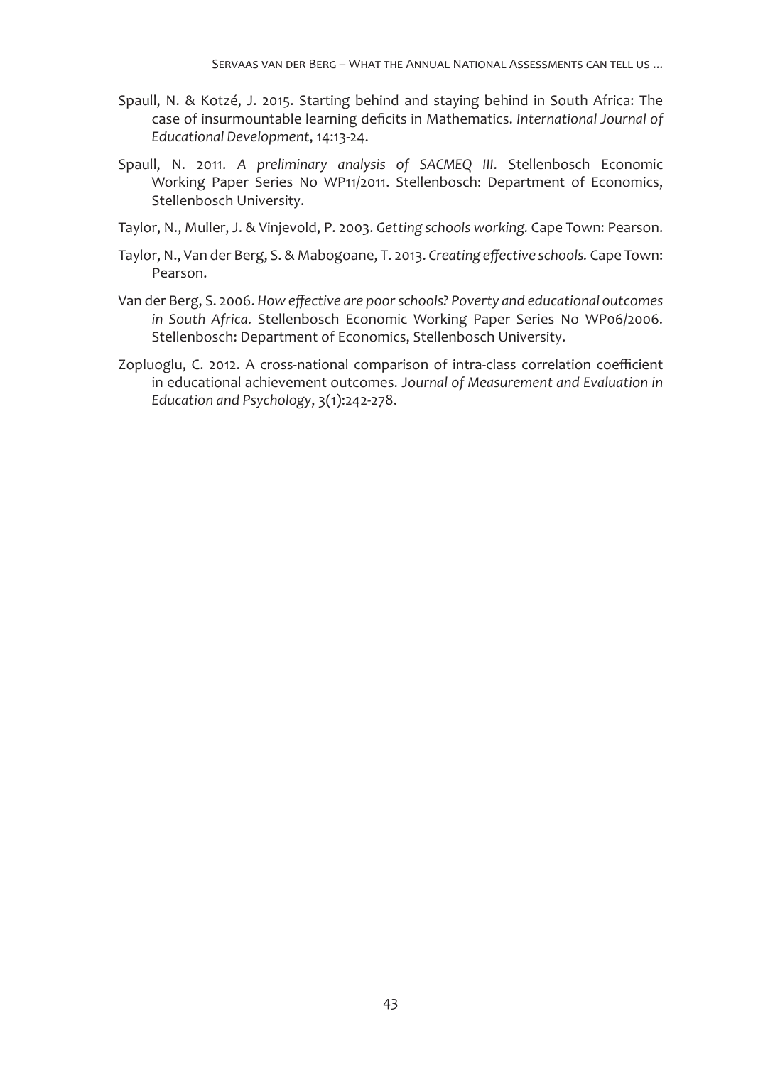Spaull, N. & Kotzé, J. 2015. Starting behind and staying behind in South Africa: The case of insurmountable learning deficits in Mathematics. *International Journal of Educational Development*, 14:13-24.

Spaull, N. 2011. *A preliminary analysis of SACMEQ III*. Stellenbosch Economic Working Paper Series No WP11/2011. Stellenbosch: Department of Economics, Stellenbosch University.

Taylor, N., Muller, J. & Vinjevold, P. 2003. *Getting schools working.* Cape Town: Pearson.

Taylor, N., Van der Berg, S. & Mabogoane, T. 2013. *Creating effective schools.* Cape Town: Pearson.

Van der Berg, S. 2006. *How effective are poor schools? Poverty and educational outcomes in South Africa*. Stellenbosch Economic Working Paper Series No WP06/2006. Stellenbosch: Department of Economics, Stellenbosch University.

Zopluoglu, C. 2012. A cross-national comparison of intra-class correlation coefficient in educational achievement outcomes. *Journal of Measurement and Evaluation in Education and Psychology*, 3(1):242-278.